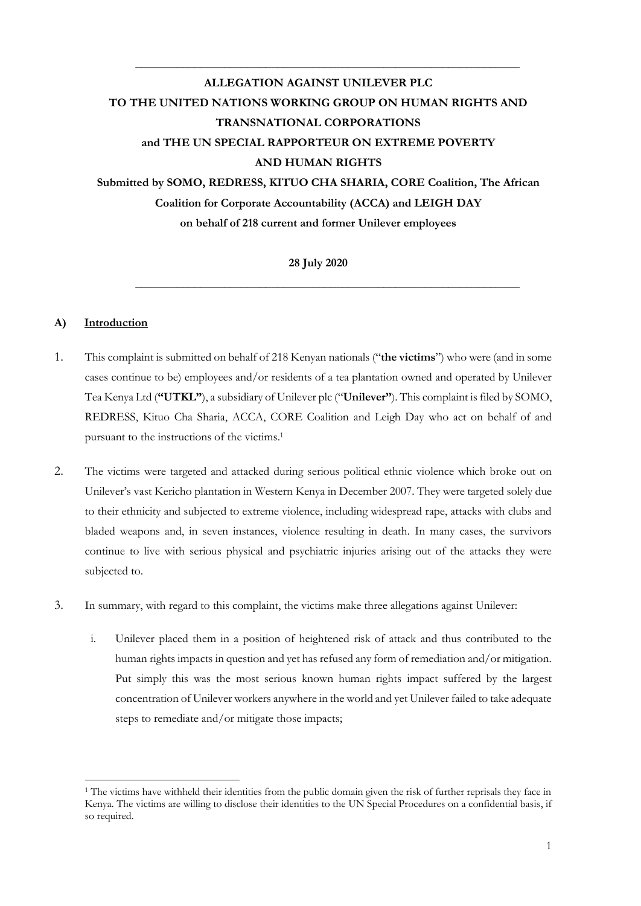**ALLEGATION AGAINST UNILEVER PLC**
**TO THE UNITED NATIONS WORKING GROUP ON HUMAN RIGHTS AND TRANSNATIONAL CORPORATIONS**
**and THE UN SPECIAL RAPPORTEUR ON EXTREME POVERTY AND HUMAN RIGHTS**
**Submitted by SOMO, REDRESS, KITUO CHA SHARIA, CORE Coalition, The African Coalition for Corporate Accountability (ACCA) and LEIGH DAY**
**on behalf of 218 current and former Unilever employees**

**28 July 2020**

## A) Introduction

1. This complaint is submitted on behalf of 218 Kenyan nationals ("**the victims**") who were (and in some cases continue to be) employees and/or residents of a tea plantation owned and operated by Unilever Tea Kenya Ltd (**"UTKL"**), a subsidiary of Unilever plc ("**Unilever"**). This complaint is filed by SOMO, REDRESS, Kituo Cha Sharia, ACCA, CORE Coalition and Leigh Day who act on behalf of and pursuant to the instructions of the victims.[1]

2. The victims were targeted and attacked during serious political ethnic violence which broke out on Unilever's vast Kericho plantation in Western Kenya in December 2007. They were targeted solely due to their ethnicity and subjected to extreme violence, including widespread rape, attacks with clubs and bladed weapons and, in seven instances, violence resulting in death. In many cases, the survivors continue to live with serious physical and psychiatric injuries arising out of the attacks they were subjected to.

3. In summary, with regard to this complaint, the victims make three allegations against Unilever:

   i. Unilever placed them in a position of heightened risk of attack and thus contributed to the human rights impacts in question and yet has refused any form of remediation and/or mitigation. Put simply this was the most serious known human rights impact suffered by the largest concentration of Unilever workers anywhere in the world and yet Unilever failed to take adequate steps to remediate and/or mitigate those impacts;

---

[1] The victims have withheld their identities from the public domain given the risk of further reprisals they face in Kenya. The victims are willing to disclose their identities to the UN Special Procedures on a confidential basis, if so required.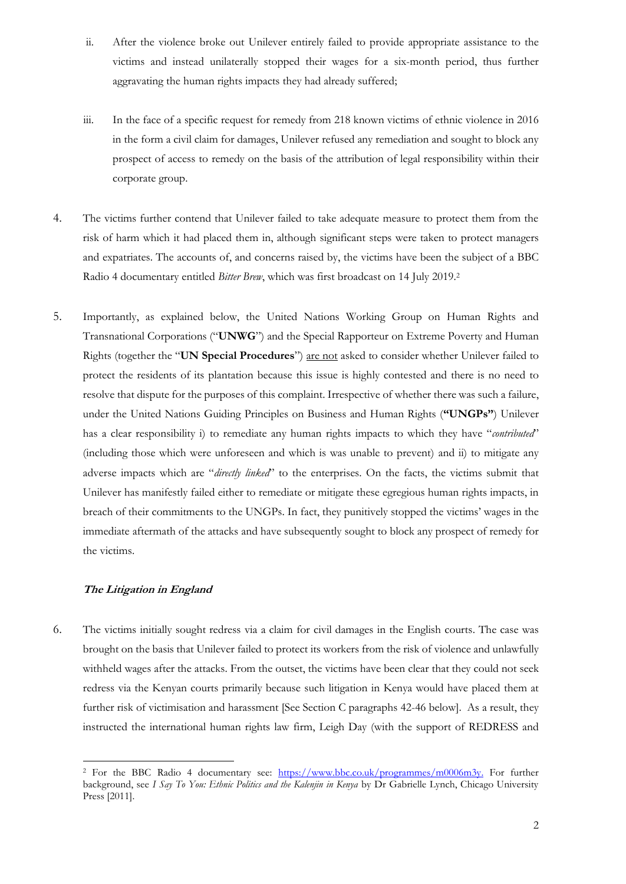ii. After the violence broke out Unilever entirely failed to provide appropriate assistance to the victims and instead unilaterally stopped their wages for a six-month period, thus further aggravating the human rights impacts they had already suffered;

iii. In the face of a specific request for remedy from 218 known victims of ethnic violence in 2016 in the form a civil claim for damages, Unilever refused any remediation and sought to block any prospect of access to remedy on the basis of the attribution of legal responsibility within their corporate group.

4. The victims further contend that Unilever failed to take adequate measure to protect them from the risk of harm which it had placed them in, although significant steps were taken to protect managers and expatriates. The accounts of, and concerns raised by, the victims have been the subject of a BBC Radio 4 documentary entitled *Bitter Brew*, which was first broadcast on 14 July 2019.[2]

5. Importantly, as explained below, the United Nations Working Group on Human Rights and Transnational Corporations ("**UNWG**") and the Special Rapporteur on Extreme Poverty and Human Rights (together the "**UN Special Procedures**") <u>are not</u> asked to consider whether Unilever failed to protect the residents of its plantation because this issue is highly contested and there is no need to resolve that dispute for the purposes of this complaint. Irrespective of whether there was such a failure, under the United Nations Guiding Principles on Business and Human Rights (**"UNGPs"**) Unilever has a clear responsibility i) to remediate any human rights impacts to which they have "*contributed*" (including those which were unforeseen and which is was unable to prevent) and ii) to mitigate any adverse impacts which are "*directly linked*" to the enterprises. On the facts, the victims submit that Unilever has manifestly failed either to remediate or mitigate these egregious human rights impacts, in breach of their commitments to the UNGPs. In fact, they punitively stopped the victims' wages in the immediate aftermath of the attacks and have subsequently sought to block any prospect of remedy for the victims.

### ***The Litigation in England***

6. The victims initially sought redress via a claim for civil damages in the English courts. The case was brought on the basis that Unilever failed to protect its workers from the risk of violence and unlawfully withheld wages after the attacks. From the outset, the victims have been clear that they could not seek redress via the Kenyan courts primarily because such litigation in Kenya would have placed them at further risk of victimisation and harassment [See Section C paragraphs 42-46 below]. As a result, they instructed the international human rights law firm, Leigh Day (with the support of REDRESS and

---

[2] For the BBC Radio 4 documentary see: https://www.bbc.co.uk/programmes/m0006m3y. For further background, see *I Say To You: Ethnic Politics and the Kalenjin in Kenya* by Dr Gabrielle Lynch, Chicago University Press [2011].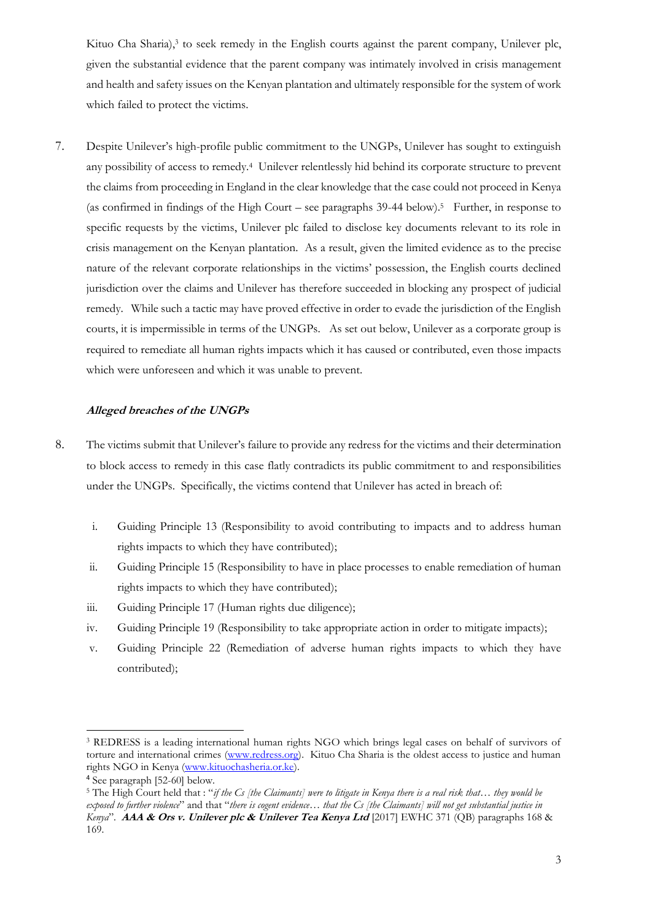Kituo Cha Sharia),[3] to seek remedy in the English courts against the parent company, Unilever plc, given the substantial evidence that the parent company was intimately involved in crisis management and health and safety issues on the Kenyan plantation and ultimately responsible for the system of work which failed to protect the victims.

7. Despite Unilever's high-profile public commitment to the UNGPs, Unilever has sought to extinguish any possibility of access to remedy.[4] Unilever relentlessly hid behind its corporate structure to prevent the claims from proceeding in England in the clear knowledge that the case could not proceed in Kenya (as confirmed in findings of the High Court – see paragraphs 39-44 below).[5] Further, in response to specific requests by the victims, Unilever plc failed to disclose key documents relevant to its role in crisis management on the Kenyan plantation. As a result, given the limited evidence as to the precise nature of the relevant corporate relationships in the victims' possession, the English courts declined jurisdiction over the claims and Unilever has therefore succeeded in blocking any prospect of judicial remedy. While such a tactic may have proved effective in order to evade the jurisdiction of the English courts, it is impermissible in terms of the UNGPs. As set out below, Unilever as a corporate group is required to remediate all human rights impacts which it has caused or contributed, even those impacts which were unforeseen and which it was unable to prevent.

### *Alleged breaches of the UNGPs*

8. The victims submit that Unilever's failure to provide any redress for the victims and their determination to block access to remedy in this case flatly contradicts its public commitment to and responsibilities under the UNGPs. Specifically, the victims contend that Unilever has acted in breach of:

   i. Guiding Principle 13 (Responsibility to avoid contributing to impacts and to address human rights impacts to which they have contributed);
   ii. Guiding Principle 15 (Responsibility to have in place processes to enable remediation of human rights impacts to which they have contributed);
   iii. Guiding Principle 17 (Human rights due diligence);
   iv. Guiding Principle 19 (Responsibility to take appropriate action in order to mitigate impacts);
   v. Guiding Principle 22 (Remediation of adverse human rights impacts to which they have contributed);

---

[3] REDRESS is a leading international human rights NGO which brings legal cases on behalf of survivors of torture and international crimes (www.redress.org). Kituo Cha Sharia is the oldest access to justice and human rights NGO in Kenya (www.kituochasheria.or.ke).

[4] See paragraph [52-60] below.

[5] The High Court held that : "*if the Cs [the Claimants] were to litigate in Kenya there is a real risk that… they would be exposed to further violence*" and that "*there is cogent evidence… that the Cs [the Claimants] will not get substantial justice in Kenya*". ***AAA & Ors v. Unilever plc & Unilever Tea Kenya Ltd*** [2017] EWHC 371 (QB) paragraphs 168 & 169.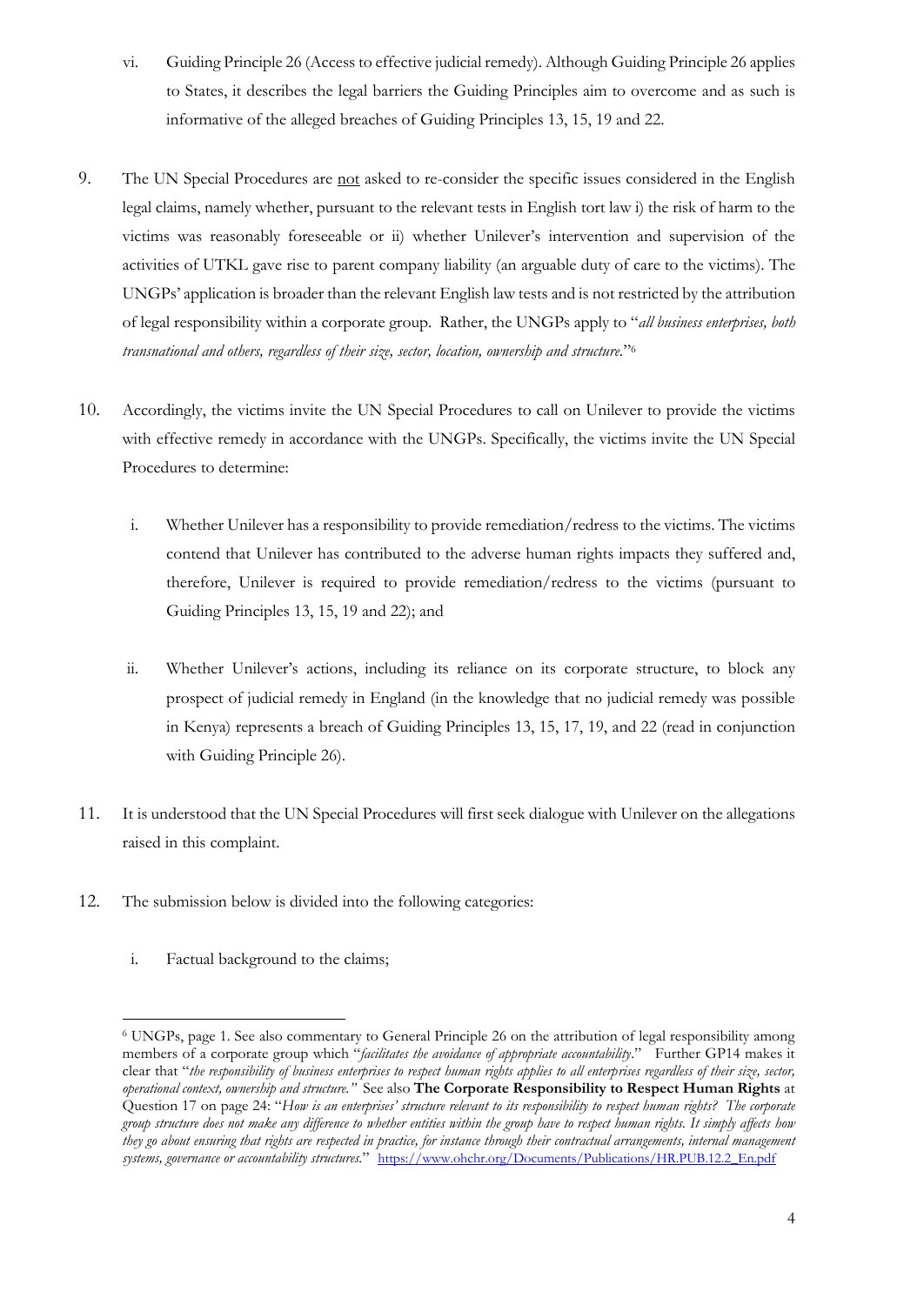vi. Guiding Principle 26 (Access to effective judicial remedy). Although Guiding Principle 26 applies to States, it describes the legal barriers the Guiding Principles aim to overcome and as such is informative of the alleged breaches of Guiding Principles 13, 15, 19 and 22.

9. The UN Special Procedures are <u>not</u> asked to re-consider the specific issues considered in the English legal claims, namely whether, pursuant to the relevant tests in English tort law i) the risk of harm to the victims was reasonably foreseeable or ii) whether Unilever's intervention and supervision of the activities of UTKL gave rise to parent company liability (an arguable duty of care to the victims). The UNGPs' application is broader than the relevant English law tests and is not restricted by the attribution of legal responsibility within a corporate group. Rather, the UNGPs apply to "*all business enterprises, both transnational and others, regardless of their size, sector, location, ownership and structure.*"[6]

10. Accordingly, the victims invite the UN Special Procedures to call on Unilever to provide the victims with effective remedy in accordance with the UNGPs. Specifically, the victims invite the UN Special Procedures to determine:

    i. Whether Unilever has a responsibility to provide remediation/redress to the victims. The victims contend that Unilever has contributed to the adverse human rights impacts they suffered and, therefore, Unilever is required to provide remediation/redress to the victims (pursuant to Guiding Principles 13, 15, 19 and 22); and

    ii. Whether Unilever's actions, including its reliance on its corporate structure, to block any prospect of judicial remedy in England (in the knowledge that no judicial remedy was possible in Kenya) represents a breach of Guiding Principles 13, 15, 17, 19, and 22 (read in conjunction with Guiding Principle 26).

11. It is understood that the UN Special Procedures will first seek dialogue with Unilever on the allegations raised in this complaint.

12. The submission below is divided into the following categories:

    i. Factual background to the claims;

---

[6] UNGPs, page 1. See also commentary to General Principle 26 on the attribution of legal responsibility among members of a corporate group which "*facilitates the avoidance of appropriate accountability.*" Further GP14 makes it clear that "*the responsibility of business enterprises to respect human rights applies to all enterprises regardless of their size, sector, operational context, ownership and structure.*" See also **The Corporate Responsibility to Respect Human Rights** at Question 17 on page 24: "*How is an enterprises' structure relevant to its responsibility to respect human rights? The corporate group structure does not make any difference to whether entities within the group have to respect human rights. It simply affects how they go about ensuring that rights are respected in practice, for instance through their contractual arrangements, internal management systems, governance or accountability structures.*" https://www.ohchr.org/Documents/Publications/HR.PUB.12.2_En.pdf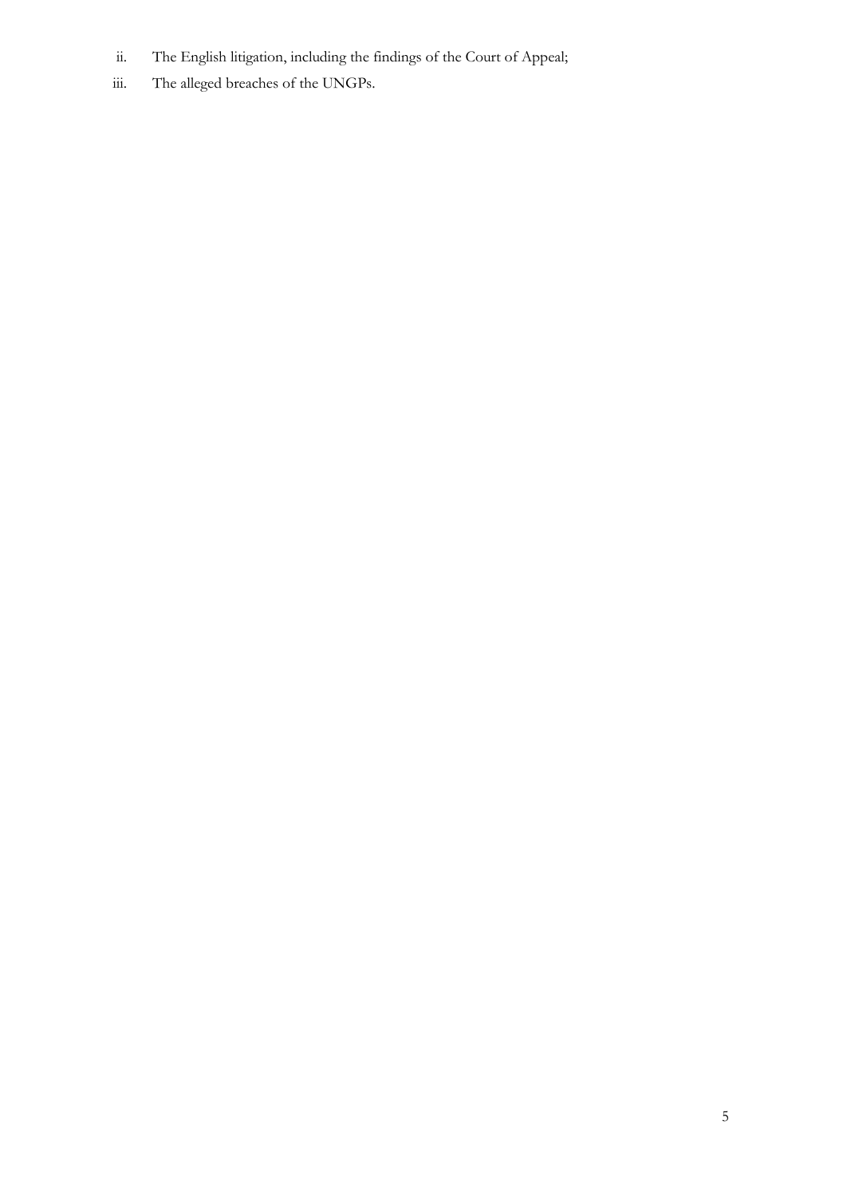ii. The English litigation, including the findings of the Court of Appeal;

iii. The alleged breaches of the UNGPs.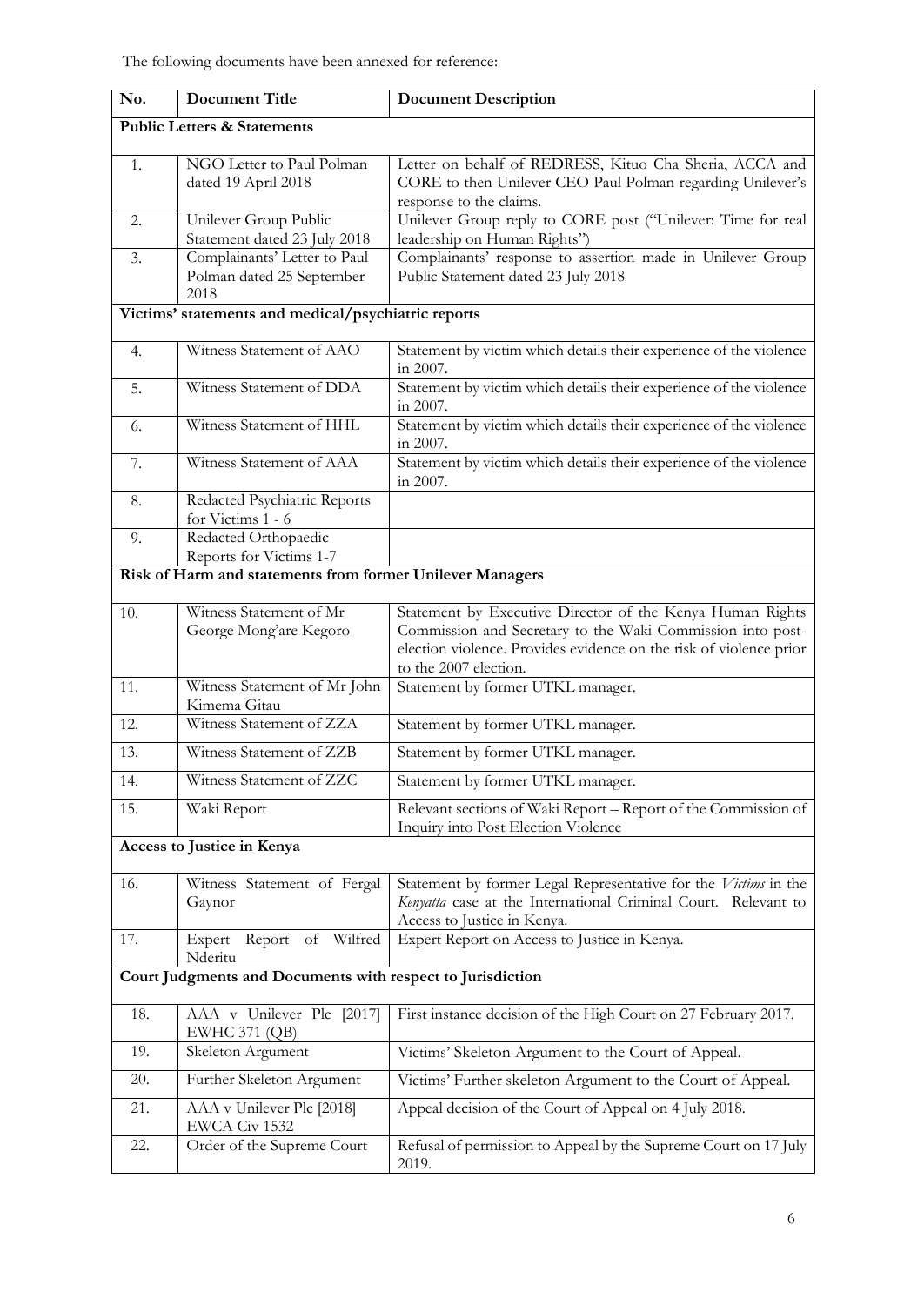The following documents have been annexed for reference:

| No. | Document Title | Document Description |
|---|---|---|
| **Public Letters & Statements** | | |
| 1. | NGO Letter to Paul Polman dated 19 April 2018 | Letter on behalf of REDRESS, Kituo Cha Sheria, ACCA and CORE to then Unilever CEO Paul Polman regarding Unilever's response to the claims. |
| 2. | Unilever Group Public Statement dated 23 July 2018 | Unilever Group reply to CORE post ("Unilever: Time for real leadership on Human Rights") |
| 3. | Complainants' Letter to Paul Polman dated 25 September 2018 | Complainants' response to assertion made in Unilever Group Public Statement dated 23 July 2018 |
| **Victims' statements and medical/psychiatric reports** | | |
| 4. | Witness Statement of AAO | Statement by victim which details their experience of the violence in 2007. |
| 5. | Witness Statement of DDA | Statement by victim which details their experience of the violence in 2007. |
| 6. | Witness Statement of HHL | Statement by victim which details their experience of the violence in 2007. |
| 7. | Witness Statement of AAA | Statement by victim which details their experience of the violence in 2007. |
| 8. | Redacted Psychiatric Reports for Victims 1 - 6 | |
| 9. | Redacted Orthopaedic Reports for Victims 1-7 | |
| **Risk of Harm and statements from former Unilever Managers** | | |
| 10. | Witness Statement of Mr George Mong'are Kegoro | Statement by Executive Director of the Kenya Human Rights Commission and Secretary to the Waki Commission into post-election violence. Provides evidence on the risk of violence prior to the 2007 election. |
| 11. | Witness Statement of Mr John Kimema Gitau | Statement by former UTKL manager. |
| 12. | Witness Statement of ZZA | Statement by former UTKL manager. |
| 13. | Witness Statement of ZZB | Statement by former UTKL manager. |
| 14. | Witness Statement of ZZC | Statement by former UTKL manager. |
| 15. | Waki Report | Relevant sections of Waki Report – Report of the Commission of Inquiry into Post Election Violence |
| **Access to Justice in Kenya** | | |
| 16. | Witness Statement of Fergal Gaynor | Statement by former Legal Representative for the *Victims* in the *Kenyatta* case at the International Criminal Court. Relevant to Access to Justice in Kenya. |
| 17. | Expert Report of Wilfred Nderitu | Expert Report on Access to Justice in Kenya. |
| **Court Judgments and Documents with respect to Jurisdiction** | | |
| 18. | AAA v Unilever Plc [2017] EWHC 371 (QB) | First instance decision of the High Court on 27 February 2017. |
| 19. | Skeleton Argument | Victims' Skeleton Argument to the Court of Appeal. |
| 20. | Further Skeleton Argument | Victims' Further skeleton Argument to the Court of Appeal. |
| 21. | AAA v Unilever Plc [2018] EWCA Civ 1532 | Appeal decision of the Court of Appeal on 4 July 2018. |
| 22. | Order of the Supreme Court | Refusal of permission to Appeal by the Supreme Court on 17 July 2019. |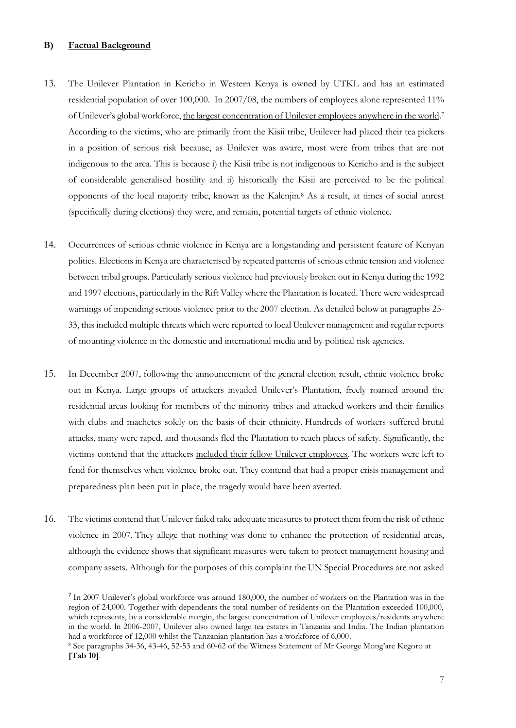## B) <u>Factual Background</u>

13. The Unilever Plantation in Kericho in Western Kenya is owned by UTKL and has an estimated residential population of over 100,000. In 2007/08, the numbers of employees alone represented 11% of Unilever's global workforce, <u>the largest concentration of Unilever employees anywhere in the world</u>.[7] According to the victims, who are primarily from the Kisii tribe, Unilever had placed their tea pickers in a position of serious risk because, as Unilever was aware, most were from tribes that are not indigenous to the area. This is because i) the Kisii tribe is not indigenous to Kericho and is the subject of considerable generalised hostility and ii) historically the Kisii are perceived to be the political opponents of the local majority tribe, known as the Kalenjin.[8] As a result, at times of social unrest (specifically during elections) they were, and remain, potential targets of ethnic violence.

14. Occurrences of serious ethnic violence in Kenya are a longstanding and persistent feature of Kenyan politics. Elections in Kenya are characterised by repeated patterns of serious ethnic tension and violence between tribal groups. Particularly serious violence had previously broken out in Kenya during the 1992 and 1997 elections, particularly in the Rift Valley where the Plantation is located. There were widespread warnings of impending serious violence prior to the 2007 election. As detailed below at paragraphs 25-33, this included multiple threats which were reported to local Unilever management and regular reports of mounting violence in the domestic and international media and by political risk agencies.

15. In December 2007, following the announcement of the general election result, ethnic violence broke out in Kenya. Large groups of attackers invaded Unilever's Plantation, freely roamed around the residential areas looking for members of the minority tribes and attacked workers and their families with clubs and machetes solely on the basis of their ethnicity. Hundreds of workers suffered brutal attacks, many were raped, and thousands fled the Plantation to reach places of safety. Significantly, the victims contend that the attackers <u>included their fellow Unilever employees</u>. The workers were left to fend for themselves when violence broke out. They contend that had a proper crisis management and preparedness plan been put in place, the tragedy would have been averted.

16. The victims contend that Unilever failed take adequate measures to protect them from the risk of ethnic violence in 2007. They allege that nothing was done to enhance the protection of residential areas, although the evidence shows that significant measures were taken to protect management housing and company assets. Although for the purposes of this complaint the UN Special Procedures are not asked

---

[7] In 2007 Unilever's global workforce was around 180,000, the number of workers on the Plantation was in the region of 24,000. Together with dependents the total number of residents on the Plantation exceeded 100,000, which represents, by a considerable margin, the largest concentration of Unilever employees/residents anywhere in the world. ln 2006-2007, Unilever also owned large tea estates in Tanzania and India. The Indian plantation had a workforce of 12,000 whilst the Tanzanian plantation has a workforce of 6,000.

[8] See paragraphs 34-36, 43-46, 52-53 and 60-62 of the Witness Statement of Mr George Mong'are Kegoro at **[Tab 10]**.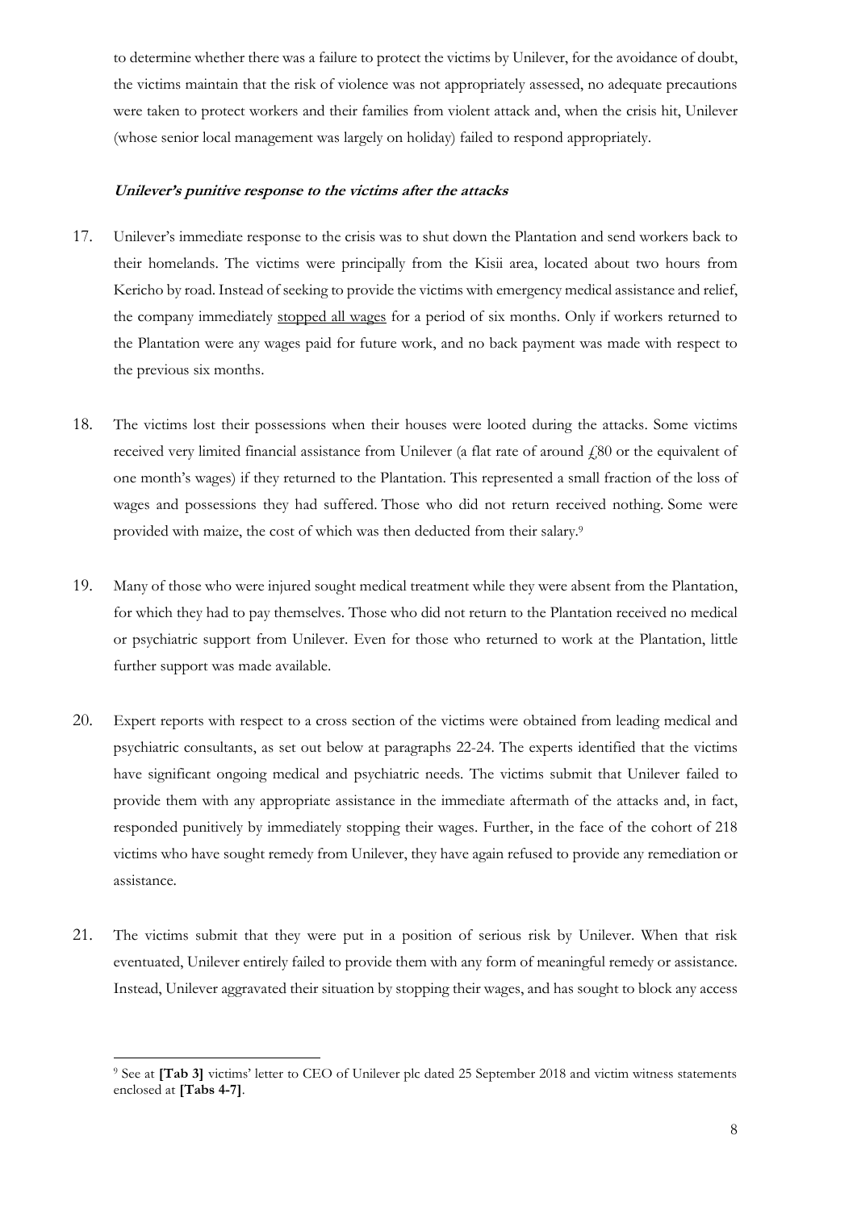to determine whether there was a failure to protect the victims by Unilever, for the avoidance of doubt, the victims maintain that the risk of violence was not appropriately assessed, no adequate precautions were taken to protect workers and their families from violent attack and, when the crisis hit, Unilever (whose senior local management was largely on holiday) failed to respond appropriately.

***Unilever's punitive response to the victims after the attacks***

17. Unilever's immediate response to the crisis was to shut down the Plantation and send workers back to their homelands. The victims were principally from the Kisii area, located about two hours from Kericho by road. Instead of seeking to provide the victims with emergency medical assistance and relief, the company immediately stopped all wages for a period of six months. Only if workers returned to the Plantation were any wages paid for future work, and no back payment was made with respect to the previous six months.

18. The victims lost their possessions when their houses were looted during the attacks. Some victims received very limited financial assistance from Unilever (a flat rate of around £80 or the equivalent of one month's wages) if they returned to the Plantation. This represented a small fraction of the loss of wages and possessions they had suffered. Those who did not return received nothing. Some were provided with maize, the cost of which was then deducted from their salary.[9]

19. Many of those who were injured sought medical treatment while they were absent from the Plantation, for which they had to pay themselves. Those who did not return to the Plantation received no medical or psychiatric support from Unilever. Even for those who returned to work at the Plantation, little further support was made available.

20. Expert reports with respect to a cross section of the victims were obtained from leading medical and psychiatric consultants, as set out below at paragraphs 22-24. The experts identified that the victims have significant ongoing medical and psychiatric needs. The victims submit that Unilever failed to provide them with any appropriate assistance in the immediate aftermath of the attacks and, in fact, responded punitively by immediately stopping their wages. Further, in the face of the cohort of 218 victims who have sought remedy from Unilever, they have again refused to provide any remediation or assistance.

21. The victims submit that they were put in a position of serious risk by Unilever. When that risk eventuated, Unilever entirely failed to provide them with any form of meaningful remedy or assistance. Instead, Unilever aggravated their situation by stopping their wages, and has sought to block any access

[9] See at **[Tab 3]** victims' letter to CEO of Unilever plc dated 25 September 2018 and victim witness statements enclosed at **[Tabs 4-7]**.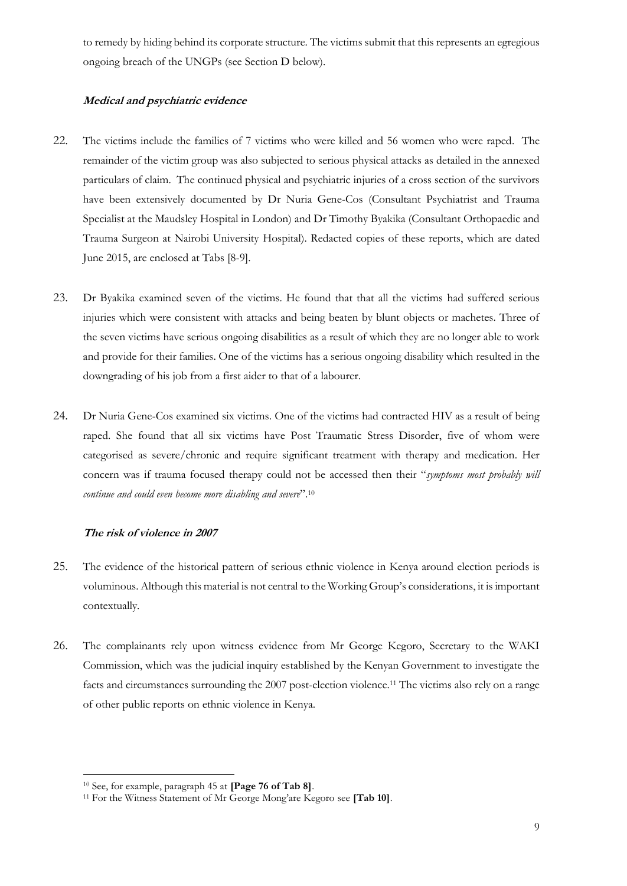to remedy by hiding behind its corporate structure. The victims submit that this represents an egregious ongoing breach of the UNGPs (see Section D below).

### ***Medical and psychiatric evidence***

22. The victims include the families of 7 victims who were killed and 56 women who were raped. The remainder of the victim group was also subjected to serious physical attacks as detailed in the annexed particulars of claim. The continued physical and psychiatric injuries of a cross section of the survivors have been extensively documented by Dr Nuria Gene-Cos (Consultant Psychiatrist and Trauma Specialist at the Maudsley Hospital in London) and Dr Timothy Byakika (Consultant Orthopaedic and Trauma Surgeon at Nairobi University Hospital). Redacted copies of these reports, which are dated June 2015, are enclosed at Tabs [8-9].

23. Dr Byakika examined seven of the victims. He found that that all the victims had suffered serious injuries which were consistent with attacks and being beaten by blunt objects or machetes. Three of the seven victims have serious ongoing disabilities as a result of which they are no longer able to work and provide for their families. One of the victims has a serious ongoing disability which resulted in the downgrading of his job from a first aider to that of a labourer.

24. Dr Nuria Gene-Cos examined six victims. One of the victims had contracted HIV as a result of being raped. She found that all six victims have Post Traumatic Stress Disorder, five of whom were categorised as severe/chronic and require significant treatment with therapy and medication. Her concern was if trauma focused therapy could not be accessed then their "*symptoms most probably will continue and could even become more disabling and severe*".[10]

### ***The risk of violence in 2007***

25. The evidence of the historical pattern of serious ethnic violence in Kenya around election periods is voluminous. Although this material is not central to the Working Group's considerations, it is important contextually.

26. The complainants rely upon witness evidence from Mr George Kegoro, Secretary to the WAKI Commission, which was the judicial inquiry established by the Kenyan Government to investigate the facts and circumstances surrounding the 2007 post-election violence.[11] The victims also rely on a range of other public reports on ethnic violence in Kenya.

---

[10] See, for example, paragraph 45 at **[Page 76 of Tab 8]**.

[11] For the Witness Statement of Mr George Mong'are Kegoro see **[Tab 10]**.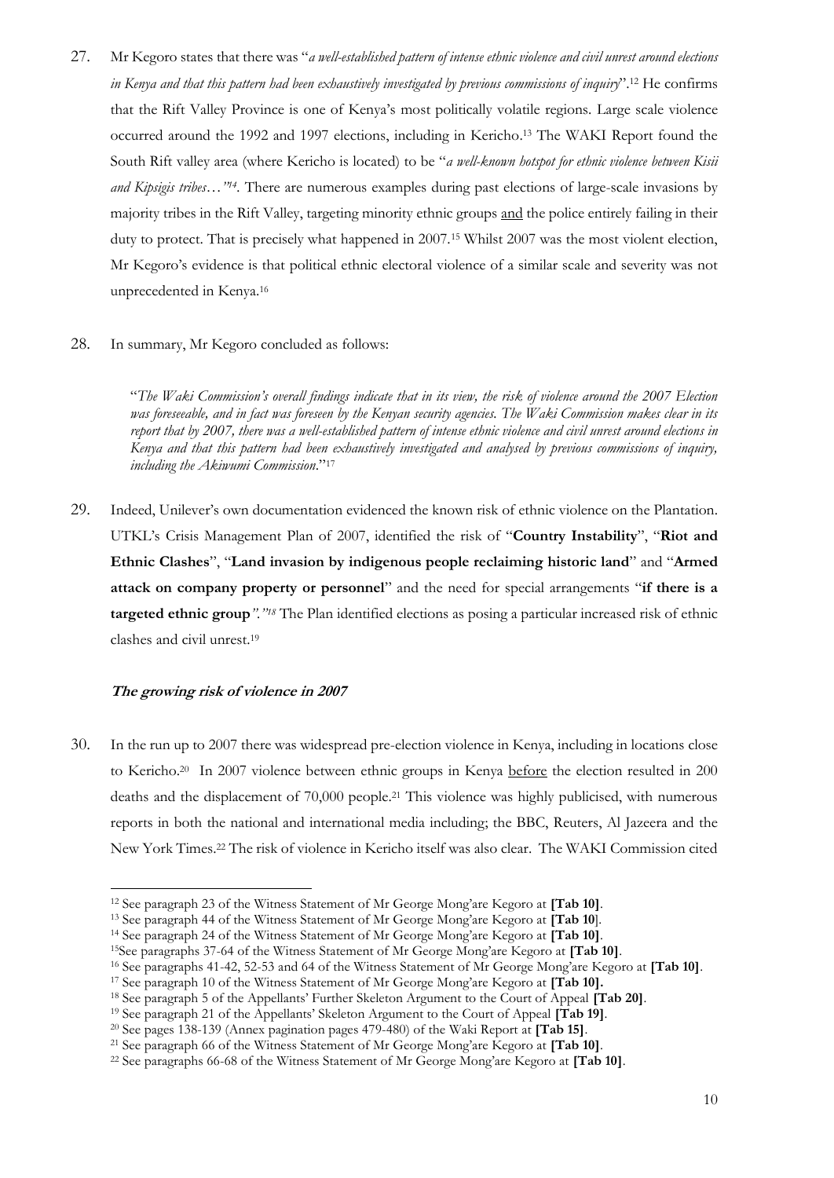27. Mr Kegoro states that there was "*a well-established pattern of intense ethnic violence and civil unrest around elections in Kenya and that this pattern had been exhaustively investigated by previous commissions of inquiry*".[12] He confirms that the Rift Valley Province is one of Kenya's most politically volatile regions. Large scale violence occurred around the 1992 and 1997 elections, including in Kericho.[13] The WAKI Report found the South Rift valley area (where Kericho is located) to be "*a well-known hotspot for ethnic violence between Kisii and Kipsigis tribes…*"[14]. There are numerous examples during past elections of large-scale invasions by majority tribes in the Rift Valley, targeting minority ethnic groups <u>and</u> the police entirely failing in their duty to protect. That is precisely what happened in 2007.[15] Whilst 2007 was the most violent election, Mr Kegoro's evidence is that political ethnic electoral violence of a similar scale and severity was not unprecedented in Kenya.[16]

28. In summary, Mr Kegoro concluded as follows:

> "*The Waki Commission's overall findings indicate that in its view, the risk of violence around the 2007 Election was foreseeable, and in fact was foreseen by the Kenyan security agencies. The Waki Commission makes clear in its report that by 2007, there was a well-established pattern of intense ethnic violence and civil unrest around elections in Kenya and that this pattern had been exhaustively investigated and analysed by previous commissions of inquiry, including the Akiwumi Commission*."[17]

29. Indeed, Unilever's own documentation evidenced the known risk of ethnic violence on the Plantation. UTKL's Crisis Management Plan of 2007, identified the risk of "**Country Instability**", "**Riot and Ethnic Clashes**", "**Land invasion by indigenous people reclaiming historic land**" and "**Armed attack on company property or personnel**" and the need for special arrangements "**if there is a targeted ethnic group**"."[18] The Plan identified elections as posing a particular increased risk of ethnic clashes and civil unrest.[19]

### *The growing risk of violence in 2007*

30. In the run up to 2007 there was widespread pre-election violence in Kenya, including in locations close to Kericho.[20] In 2007 violence between ethnic groups in Kenya <u>before</u> the election resulted in 200 deaths and the displacement of 70,000 people.[21] This violence was highly publicised, with numerous reports in both the national and international media including; the BBC, Reuters, Al Jazeera and the New York Times.[22] The risk of violence in Kericho itself was also clear. The WAKI Commission cited

---

[12] See paragraph 23 of the Witness Statement of Mr George Mong'are Kegoro at **[Tab 10]**.
[13] See paragraph 44 of the Witness Statement of Mr George Mong'are Kegoro at **[Tab 10]**.
[14] See paragraph 24 of the Witness Statement of Mr George Mong'are Kegoro at **[Tab 10]**.
[15] See paragraphs 37-64 of the Witness Statement of Mr George Mong'are Kegoro at **[Tab 10]**.
[16] See paragraphs 41-42, 52-53 and 64 of the Witness Statement of Mr George Mong'are Kegoro at **[Tab 10]**.
[17] See paragraph 10 of the Witness Statement of Mr George Mong'are Kegoro at **[Tab 10].**
[18] See paragraph 5 of the Appellants' Further Skeleton Argument to the Court of Appeal **[Tab 20]**.
[19] See paragraph 21 of the Appellants' Skeleton Argument to the Court of Appeal **[Tab 19]**.
[20] See pages 138-139 (Annex pagination pages 479-480) of the Waki Report at **[Tab 15]**.
[21] See paragraph 66 of the Witness Statement of Mr George Mong'are Kegoro at **[Tab 10]**.
[22] See paragraphs 66-68 of the Witness Statement of Mr George Mong'are Kegoro at **[Tab 10]**.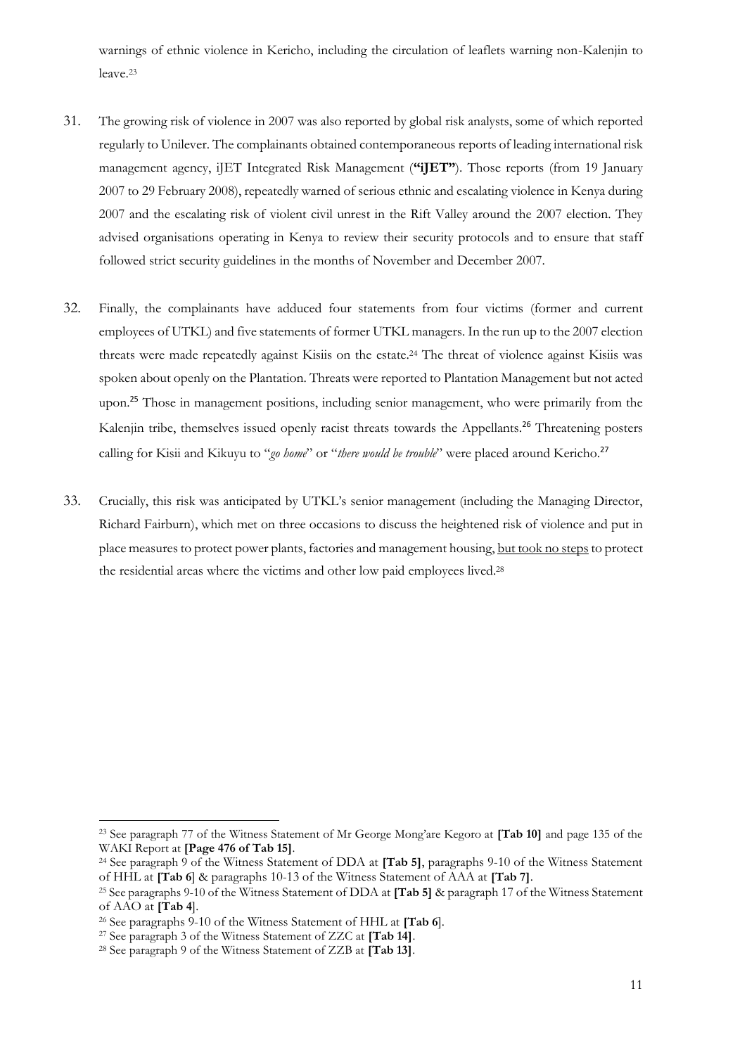warnings of ethnic violence in Kericho, including the circulation of leaflets warning non-Kalenjin to leave.[23]

31. The growing risk of violence in 2007 was also reported by global risk analysts, some of which reported regularly to Unilever. The complainants obtained contemporaneous reports of leading international risk management agency, iJET Integrated Risk Management (**"iJET"**). Those reports (from 19 January 2007 to 29 February 2008), repeatedly warned of serious ethnic and escalating violence in Kenya during 2007 and the escalating risk of violent civil unrest in the Rift Valley around the 2007 election. They advised organisations operating in Kenya to review their security protocols and to ensure that staff followed strict security guidelines in the months of November and December 2007.

32. Finally, the complainants have adduced four statements from four victims (former and current employees of UTKL) and five statements of former UTKL managers. In the run up to the 2007 election threats were made repeatedly against Kisiis on the estate.[24] The threat of violence against Kisiis was spoken about openly on the Plantation. Threats were reported to Plantation Management but not acted upon.[25] Those in management positions, including senior management, who were primarily from the Kalenjin tribe, themselves issued openly racist threats towards the Appellants.[26] Threatening posters calling for Kisii and Kikuyu to "*go home*" or "*there would be trouble*" were placed around Kericho.[27]

33. Crucially, this risk was anticipated by UTKL's senior management (including the Managing Director, Richard Fairburn), which met on three occasions to discuss the heightened risk of violence and put in place measures to protect power plants, factories and management housing, <u>but took no steps</u> to protect the residential areas where the victims and other low paid employees lived.[28]

---

[23] See paragraph 77 of the Witness Statement of Mr George Mong'are Kegoro at **[Tab 10]** and page 135 of the WAKI Report at **[Page 476 of Tab 15]**.

[24] See paragraph 9 of the Witness Statement of DDA at **[Tab 5]**, paragraphs 9-10 of the Witness Statement of HHL at **[Tab 6]** & paragraphs 10-13 of the Witness Statement of AAA at **[Tab 7]**.

[25] See paragraphs 9-10 of the Witness Statement of DDA at **[Tab 5]** & paragraph 17 of the Witness Statement of AAO at **[Tab 4]**.

[26] See paragraphs 9-10 of the Witness Statement of HHL at **[Tab 6]**.

[27] See paragraph 3 of the Witness Statement of ZZC at **[Tab 14]**.

[28] See paragraph 9 of the Witness Statement of ZZB at **[Tab 13]**.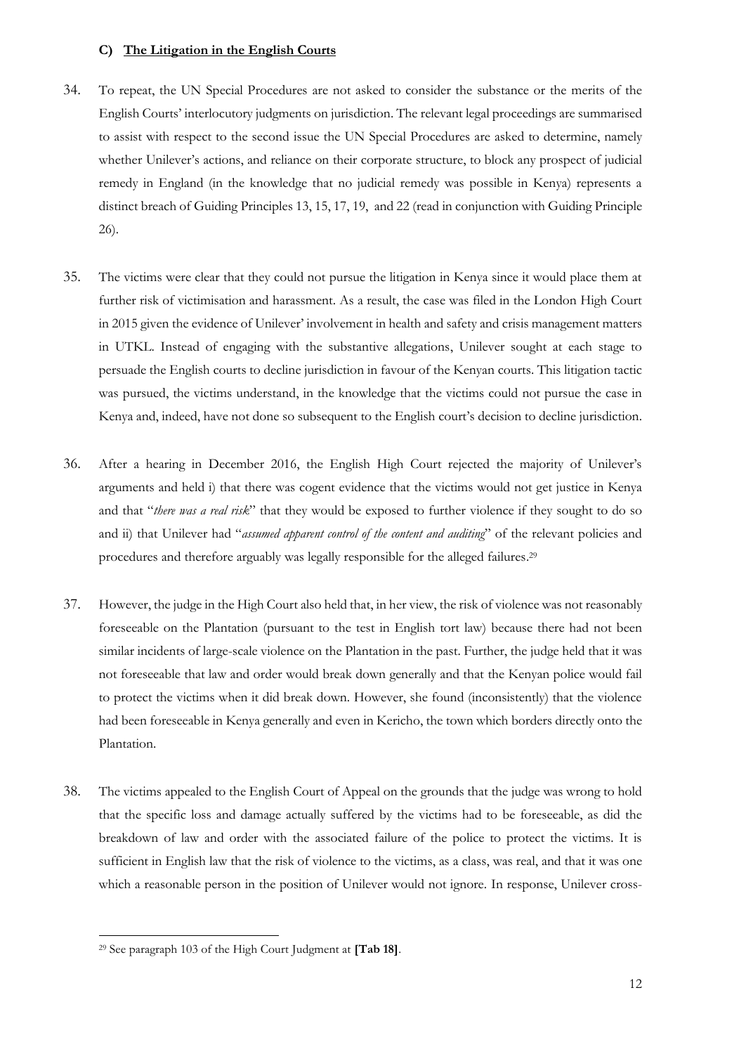### C) **The Litigation in the English Courts**

34. To repeat, the UN Special Procedures are not asked to consider the substance or the merits of the English Courts' interlocutory judgments on jurisdiction. The relevant legal proceedings are summarised to assist with respect to the second issue the UN Special Procedures are asked to determine, namely whether Unilever's actions, and reliance on their corporate structure, to block any prospect of judicial remedy in England (in the knowledge that no judicial remedy was possible in Kenya) represents a distinct breach of Guiding Principles 13, 15, 17, 19, and 22 (read in conjunction with Guiding Principle 26).

35. The victims were clear that they could not pursue the litigation in Kenya since it would place them at further risk of victimisation and harassment. As a result, the case was filed in the London High Court in 2015 given the evidence of Unilever' involvement in health and safety and crisis management matters in UTKL. Instead of engaging with the substantive allegations, Unilever sought at each stage to persuade the English courts to decline jurisdiction in favour of the Kenyan courts. This litigation tactic was pursued, the victims understand, in the knowledge that the victims could not pursue the case in Kenya and, indeed, have not done so subsequent to the English court's decision to decline jurisdiction.

36. After a hearing in December 2016, the English High Court rejected the majority of Unilever's arguments and held i) that there was cogent evidence that the victims would not get justice in Kenya and that "*there was a real risk*" that they would be exposed to further violence if they sought to do so and ii) that Unilever had "*assumed apparent control of the content and auditing*" of the relevant policies and procedures and therefore arguably was legally responsible for the alleged failures.[29]

37. However, the judge in the High Court also held that, in her view, the risk of violence was not reasonably foreseeable on the Plantation (pursuant to the test in English tort law) because there had not been similar incidents of large-scale violence on the Plantation in the past. Further, the judge held that it was not foreseeable that law and order would break down generally and that the Kenyan police would fail to protect the victims when it did break down. However, she found (inconsistently) that the violence had been foreseeable in Kenya generally and even in Kericho, the town which borders directly onto the Plantation.

38. The victims appealed to the English Court of Appeal on the grounds that the judge was wrong to hold that the specific loss and damage actually suffered by the victims had to be foreseeable, as did the breakdown of law and order with the associated failure of the police to protect the victims. It is sufficient in English law that the risk of violence to the victims, as a class, was real, and that it was one which a reasonable person in the position of Unilever would not ignore. In response, Unilever cross-

---

[29] See paragraph 103 of the High Court Judgment at **[Tab 18]**.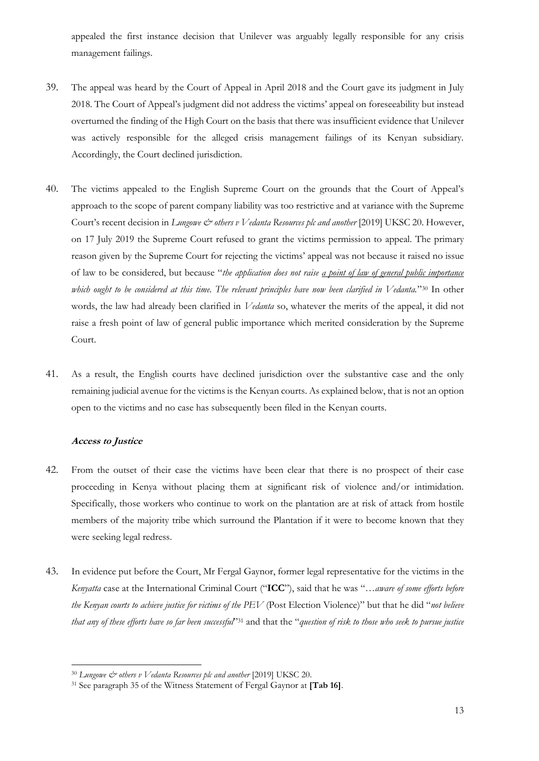appealed the first instance decision that Unilever was arguably legally responsible for any crisis management failings.

39. The appeal was heard by the Court of Appeal in April 2018 and the Court gave its judgment in July 2018. The Court of Appeal's judgment did not address the victims' appeal on foreseeability but instead overturned the finding of the High Court on the basis that there was insufficient evidence that Unilever was actively responsible for the alleged crisis management failings of its Kenyan subsidiary. Accordingly, the Court declined jurisdiction.

40. The victims appealed to the English Supreme Court on the grounds that the Court of Appeal's approach to the scope of parent company liability was too restrictive and at variance with the Supreme Court's recent decision in *Lungowe & others v Vedanta Resources plc and another* [2019] UKSC 20. However, on 17 July 2019 the Supreme Court refused to grant the victims permission to appeal. The primary reason given by the Supreme Court for rejecting the victims' appeal was not because it raised no issue of law to be considered, but because "*the application does not raise <u>a point of law of general public importance</u> which ought to be considered at this time. The relevant principles have now been clarified in Vedanta.*"[30] In other words, the law had already been clarified in *Vedanta* so, whatever the merits of the appeal, it did not raise a fresh point of law of general public importance which merited consideration by the Supreme Court.

41. As a result, the English courts have declined jurisdiction over the substantive case and the only remaining judicial avenue for the victims is the Kenyan courts. As explained below, that is not an option open to the victims and no case has subsequently been filed in the Kenyan courts.

### *Access to Justice*

42. From the outset of their case the victims have been clear that there is no prospect of their case proceeding in Kenya without placing them at significant risk of violence and/or intimidation. Specifically, those workers who continue to work on the plantation are at risk of attack from hostile members of the majority tribe which surround the Plantation if it were to become known that they were seeking legal redress.

43. In evidence put before the Court, Mr Fergal Gaynor, former legal representative for the victims in the *Kenyatta* case at the International Criminal Court ("**ICC**"), said that he was "*…aware of some efforts before the Kenyan courts to achieve justice for victims of the PEV* (Post Election Violence)" but that he did "*not believe that any of these efforts have so far been successful*"[31] and that the "*question of risk to those who seek to pursue justice*

---

[30] *Lungowe & others v Vedanta Resources plc and another* [2019] UKSC 20.

[31] See paragraph 35 of the Witness Statement of Fergal Gaynor at **[Tab 16]**.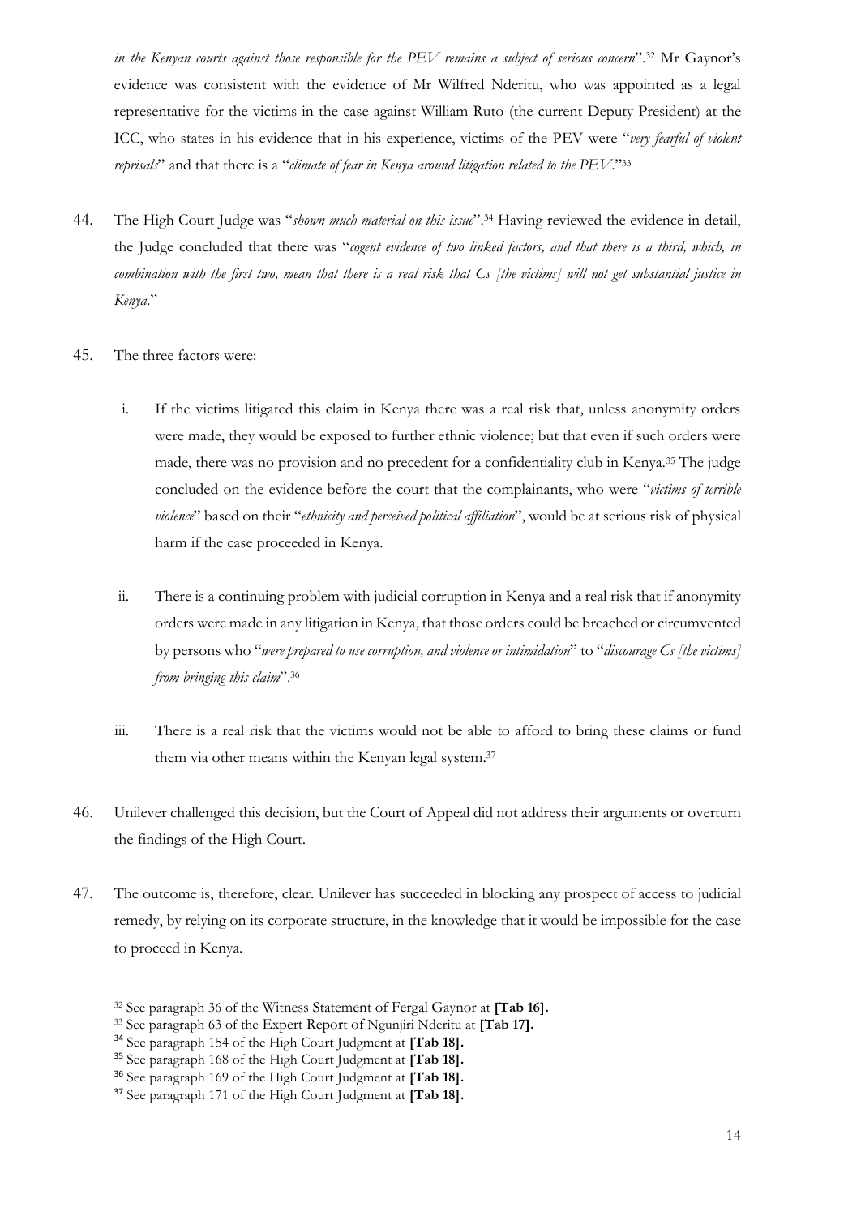*in the Kenyan courts against those responsible for the PEV remains a subject of serious concern*".[32] Mr Gaynor's evidence was consistent with the evidence of Mr Wilfred Nderitu, who was appointed as a legal representative for the victims in the case against William Ruto (the current Deputy President) at the ICC, who states in his evidence that in his experience, victims of the PEV were "*very fearful of violent reprisals*" and that there is a "*climate of fear in Kenya around litigation related to the PEV*."[33]

44. The High Court Judge was "*shown much material on this issue*".[34] Having reviewed the evidence in detail, the Judge concluded that there was "*cogent evidence of two linked factors, and that there is a third, which, in combination with the first two, mean that there is a real risk that Cs [the victims] will not get substantial justice in Kenya.*"

45. The three factors were:

    i. If the victims litigated this claim in Kenya there was a real risk that, unless anonymity orders were made, they would be exposed to further ethnic violence; but that even if such orders were made, there was no provision and no precedent for a confidentiality club in Kenya.[35] The judge concluded on the evidence before the court that the complainants, who were "*victims of terrible violence*" based on their "*ethnicity and perceived political affiliation*", would be at serious risk of physical harm if the case proceeded in Kenya.

    ii. There is a continuing problem with judicial corruption in Kenya and a real risk that if anonymity orders were made in any litigation in Kenya, that those orders could be breached or circumvented by persons who "*were prepared to use corruption, and violence or intimidation*" to "*discourage Cs [the victims] from bringing this claim*".[36]

    iii. There is a real risk that the victims would not be able to afford to bring these claims or fund them via other means within the Kenyan legal system.[37]

46. Unilever challenged this decision, but the Court of Appeal did not address their arguments or overturn the findings of the High Court.

47. The outcome is, therefore, clear. Unilever has succeeded in blocking any prospect of access to judicial remedy, by relying on its corporate structure, in the knowledge that it would be impossible for the case to proceed in Kenya.

---

[32] See paragraph 36 of the Witness Statement of Fergal Gaynor at **[Tab 16].**

[33] See paragraph 63 of the Expert Report of Ngunjiri Nderitu at **[Tab 17].**

[34] See paragraph 154 of the High Court Judgment at **[Tab 18].**

[35] See paragraph 168 of the High Court Judgment at **[Tab 18].**

[36] See paragraph 169 of the High Court Judgment at **[Tab 18].**

[37] See paragraph 171 of the High Court Judgment at **[Tab 18].**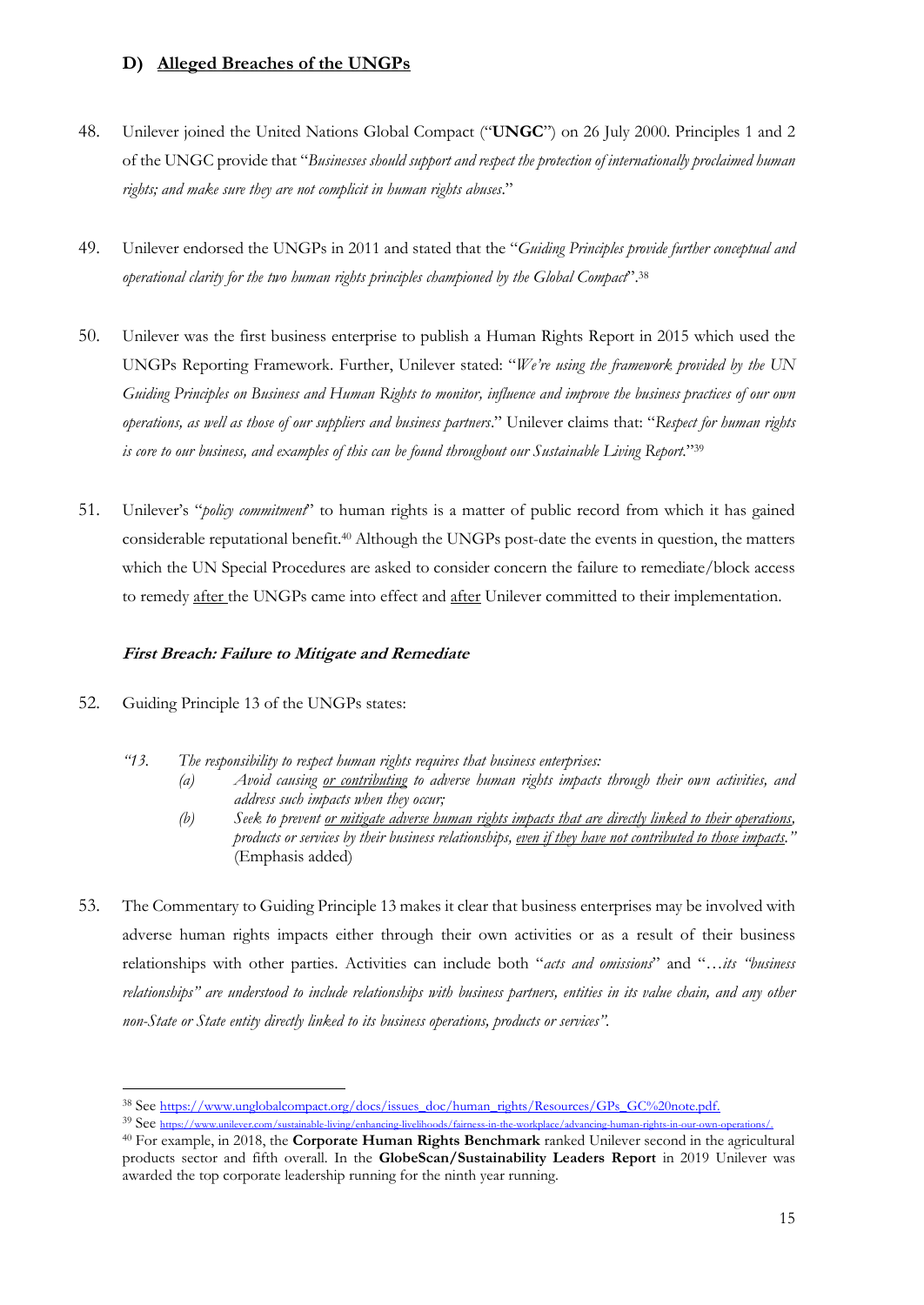### D) <u>Alleged Breaches of the UNGPs</u>

48. Unilever joined the United Nations Global Compact ("**UNGC**") on 26 July 2000. Principles 1 and 2 of the UNGC provide that "*Businesses should support and respect the protection of internationally proclaimed human rights; and make sure they are not complicit in human rights abuses*."

49. Unilever endorsed the UNGPs in 2011 and stated that the "*Guiding Principles provide further conceptual and operational clarity for the two human rights principles championed by the Global Compact*".[38]

50. Unilever was the first business enterprise to publish a Human Rights Report in 2015 which used the UNGPs Reporting Framework. Further, Unilever stated: "*We're using the framework provided by the UN Guiding Principles on Business and Human Rights to monitor, influence and improve the business practices of our own operations, as well as those of our suppliers and business partners*." Unilever claims that: "*Respect for human rights is core to our business, and examples of this can be found throughout our Sustainable Living Report.*"[39]

51. Unilever's "*policy commitment*" to human rights is a matter of public record from which it has gained considerable reputational benefit.[40] Although the UNGPs post-date the events in question, the matters which the UN Special Procedures are asked to consider concern the failure to remediate/block access to remedy <u>after</u> the UNGPs came into effect and <u>after</u> Unilever committed to their implementation.

#### ***First Breach: Failure to Mitigate and Remediate***

52. Guiding Principle 13 of the UNGPs states:

> *"13. The responsibility to respect human rights requires that business enterprises:*
> *(a) Avoid causing <u>or contributing</u> to adverse human rights impacts through their own activities, and address such impacts when they occur;*
> *(b) Seek to prevent <u>or mitigate adverse human rights impacts that are directly linked to their operations</u>, products or services by their business relationships, <u>even if they have not contributed to those impacts</u>."* (Emphasis added)

53. The Commentary to Guiding Principle 13 makes it clear that business enterprises may be involved with adverse human rights impacts either through their own activities or as a result of their business relationships with other parties. Activities can include both "*acts and omissions*" and "*…its "business relationships" are understood to include relationships with business partners, entities in its value chain, and any other non-State or State entity directly linked to its business operations, products or services".*

---

[38] See https://www.unglobalcompact.org/docs/issues_doc/human_rights/Resources/GPs_GC%20note.pdf.

[39] See https://www.unilever.com/sustainable-living/enhancing-livelihoods/fairness-in-the-workplace/advancing-human-rights-in-our-own-operations/.

[40] For example, in 2018, the **Corporate Human Rights Benchmark** ranked Unilever second in the agricultural products sector and fifth overall. In the **GlobeScan/Sustainability Leaders Report** in 2019 Unilever was awarded the top corporate leadership running for the ninth year running.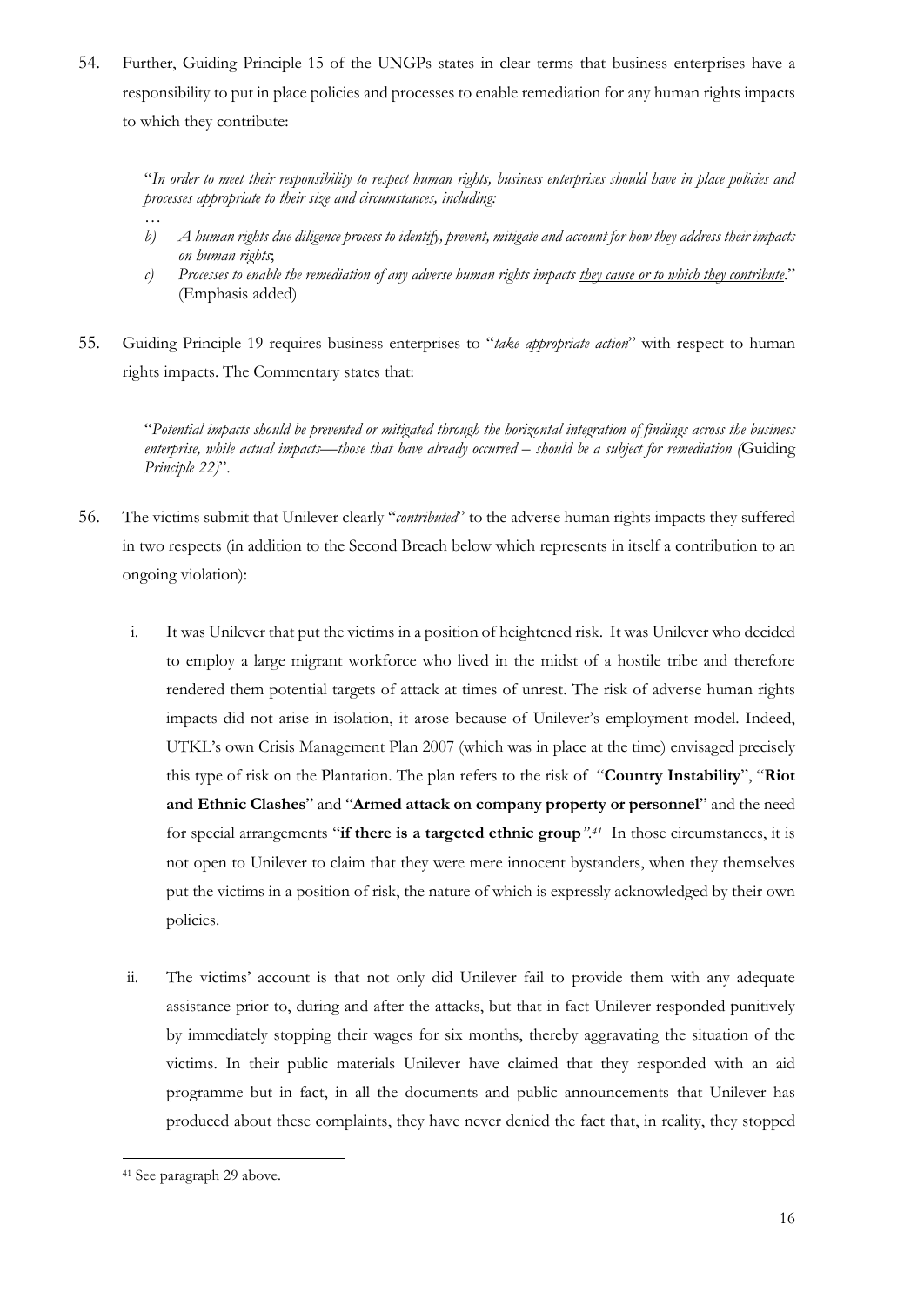54. Further, Guiding Principle 15 of the UNGPs states in clear terms that business enterprises have a responsibility to put in place policies and processes to enable remediation for any human rights impacts to which they contribute:

> "*In order to meet their responsibility to respect human rights, business enterprises should have in place policies and processes appropriate to their size and circumstances, including:*
> …
> *b) A human rights due diligence process to identify, prevent, mitigate and account for how they address their impacts on human rights*;
> *c) Processes to enable the remediation of any adverse human rights impacts <u>they cause or to which they contribute</u>*." (Emphasis added)

55. Guiding Principle 19 requires business enterprises to "*take appropriate action*" with respect to human rights impacts. The Commentary states that:

> "*Potential impacts should be prevented or mitigated through the horizontal integration of findings across the business enterprise, while actual impacts—those that have already occurred – should be a subject for remediation (*Guiding *Principle 22)*".

56. The victims submit that Unilever clearly "*contributed*" to the adverse human rights impacts they suffered in two respects (in addition to the Second Breach below which represents in itself a contribution to an ongoing violation):

   i. It was Unilever that put the victims in a position of heightened risk. It was Unilever who decided to employ a large migrant workforce who lived in the midst of a hostile tribe and therefore rendered them potential targets of attack at times of unrest. The risk of adverse human rights impacts did not arise in isolation, it arose because of Unilever's employment model. Indeed, UTKL's own Crisis Management Plan 2007 (which was in place at the time) envisaged precisely this type of risk on the Plantation. The plan refers to the risk of "**Country Instability**", "**Riot and Ethnic Clashes**" and "**Armed attack on company property or personnel**" and the need for special arrangements "**if there is a targeted ethnic group**".[41] In those circumstances, it is not open to Unilever to claim that they were mere innocent bystanders, when they themselves put the victims in a position of risk, the nature of which is expressly acknowledged by their own policies.

   ii. The victims' account is that not only did Unilever fail to provide them with any adequate assistance prior to, during and after the attacks, but that in fact Unilever responded punitively by immediately stopping their wages for six months, thereby aggravating the situation of the victims. In their public materials Unilever have claimed that they responded with an aid programme but in fact, in all the documents and public announcements that Unilever has produced about these complaints, they have never denied the fact that, in reality, they stopped

[41] See paragraph 29 above.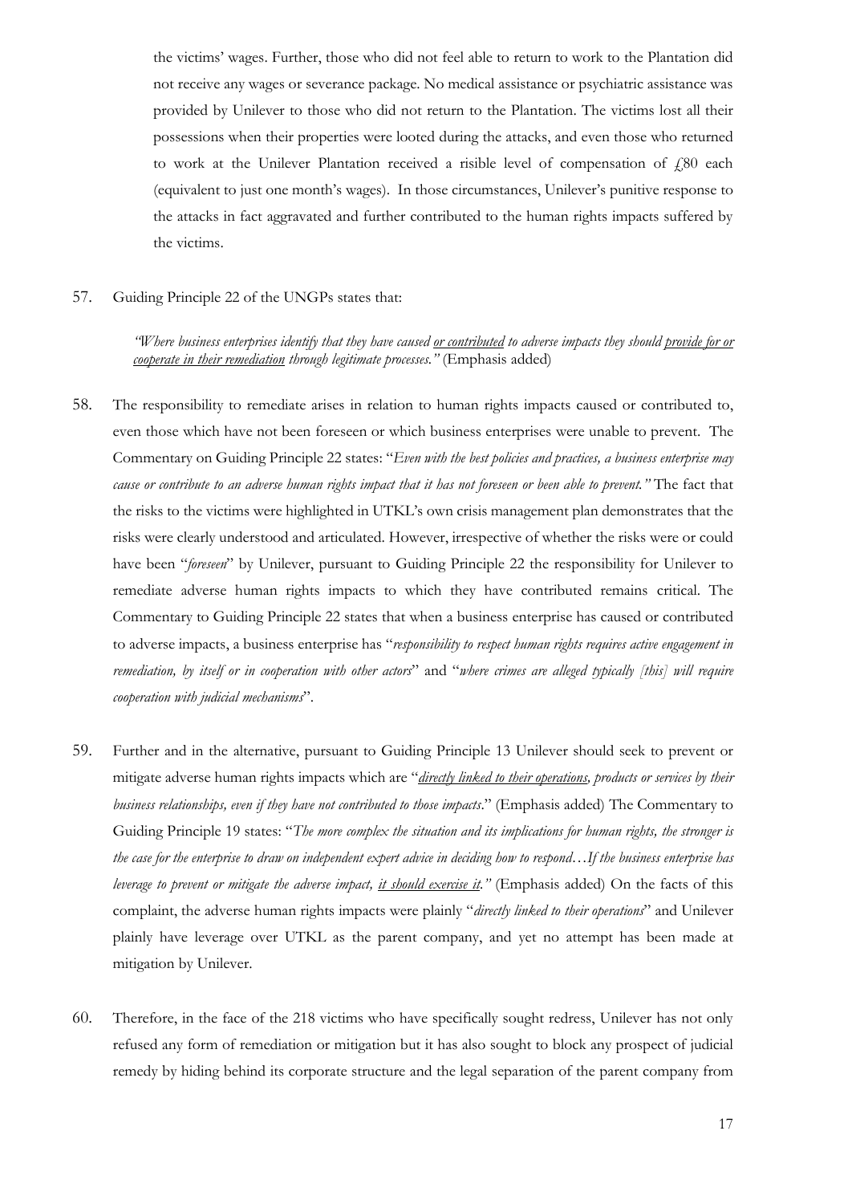the victims' wages. Further, those who did not feel able to return to work to the Plantation did not receive any wages or severance package. No medical assistance or psychiatric assistance was provided by Unilever to those who did not return to the Plantation. The victims lost all their possessions when their properties were looted during the attacks, and even those who returned to work at the Unilever Plantation received a risible level of compensation of £80 each (equivalent to just one month's wages). In those circumstances, Unilever's punitive response to the attacks in fact aggravated and further contributed to the human rights impacts suffered by the victims.

57. Guiding Principle 22 of the UNGPs states that:

> *"Where business enterprises identify that they have caused <u>or contributed</u> to adverse impacts they should <u>provide for or cooperate in their remediation</u> through legitimate processes."* (Emphasis added)

58. The responsibility to remediate arises in relation to human rights impacts caused or contributed to, even those which have not been foreseen or which business enterprises were unable to prevent. The Commentary on Guiding Principle 22 states: "*Even with the best policies and practices, a business enterprise may cause or contribute to an adverse human rights impact that it has not foreseen or been able to prevent."* The fact that the risks to the victims were highlighted in UTKL's own crisis management plan demonstrates that the risks were clearly understood and articulated. However, irrespective of whether the risks were or could have been "*foreseen*" by Unilever, pursuant to Guiding Principle 22 the responsibility for Unilever to remediate adverse human rights impacts to which they have contributed remains critical. The Commentary to Guiding Principle 22 states that when a business enterprise has caused or contributed to adverse impacts, a business enterprise has "*responsibility to respect human rights requires active engagement in remediation, by itself or in cooperation with other actors*" and "*where crimes are alleged typically [this] will require cooperation with judicial mechanisms*".

59. Further and in the alternative, pursuant to Guiding Principle 13 Unilever should seek to prevent or mitigate adverse human rights impacts which are "*<u>directly linked to their operations</u>, products or services by their business relationships, even if they have not contributed to those impacts*." (Emphasis added) The Commentary to Guiding Principle 19 states: "*The more complex the situation and its implications for human rights, the stronger is the case for the enterprise to draw on independent expert advice in deciding how to respond…If the business enterprise has leverage to prevent or mitigate the adverse impact, <u>it should exercise it</u>."* (Emphasis added) On the facts of this complaint, the adverse human rights impacts were plainly "*directly linked to their operations*" and Unilever plainly have leverage over UTKL as the parent company, and yet no attempt has been made at mitigation by Unilever.

60. Therefore, in the face of the 218 victims who have specifically sought redress, Unilever has not only refused any form of remediation or mitigation but it has also sought to block any prospect of judicial remedy by hiding behind its corporate structure and the legal separation of the parent company from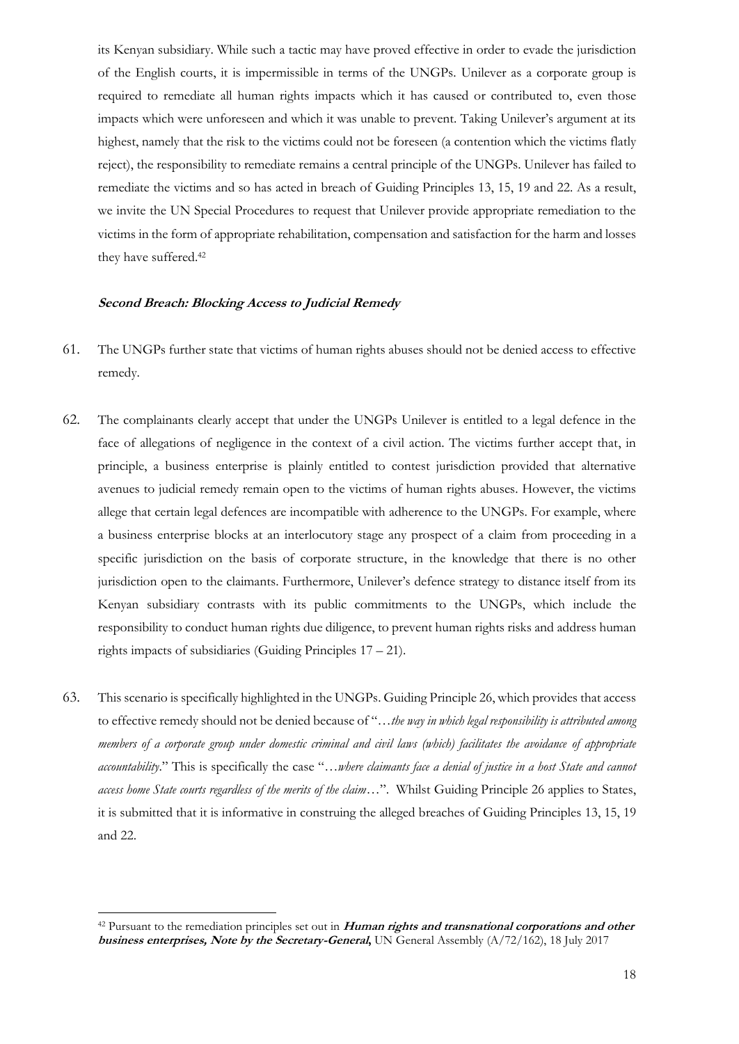its Kenyan subsidiary. While such a tactic may have proved effective in order to evade the jurisdiction of the English courts, it is impermissible in terms of the UNGPs. Unilever as a corporate group is required to remediate all human rights impacts which it has caused or contributed to, even those impacts which were unforeseen and which it was unable to prevent. Taking Unilever's argument at its highest, namely that the risk to the victims could not be foreseen (a contention which the victims flatly reject), the responsibility to remediate remains a central principle of the UNGPs. Unilever has failed to remediate the victims and so has acted in breach of Guiding Principles 13, 15, 19 and 22. As a result, we invite the UN Special Procedures to request that Unilever provide appropriate remediation to the victims in the form of appropriate rehabilitation, compensation and satisfaction for the harm and losses they have suffered.[42]

***Second Breach: Blocking Access to Judicial Remedy***

61. The UNGPs further state that victims of human rights abuses should not be denied access to effective remedy.

62. The complainants clearly accept that under the UNGPs Unilever is entitled to a legal defence in the face of allegations of negligence in the context of a civil action. The victims further accept that, in principle, a business enterprise is plainly entitled to contest jurisdiction provided that alternative avenues to judicial remedy remain open to the victims of human rights abuses. However, the victims allege that certain legal defences are incompatible with adherence to the UNGPs. For example, where a business enterprise blocks at an interlocutory stage any prospect of a claim from proceeding in a specific jurisdiction on the basis of corporate structure, in the knowledge that there is no other jurisdiction open to the claimants. Furthermore, Unilever's defence strategy to distance itself from its Kenyan subsidiary contrasts with its public commitments to the UNGPs, which include the responsibility to conduct human rights due diligence, to prevent human rights risks and address human rights impacts of subsidiaries (Guiding Principles 17 – 21).

63. This scenario is specifically highlighted in the UNGPs. Guiding Principle 26, which provides that access to effective remedy should not be denied because of "…*the way in which legal responsibility is attributed among members of a corporate group under domestic criminal and civil laws (which) facilitates the avoidance of appropriate accountability*." This is specifically the case "…*where claimants face a denial of justice in a host State and cannot access home State courts regardless of the merits of the claim*…". Whilst Guiding Principle 26 applies to States, it is submitted that it is informative in construing the alleged breaches of Guiding Principles 13, 15, 19 and 22.

---

[42] Pursuant to the remediation principles set out in ***Human rights and transnational corporations and other business enterprises, Note by the Secretary-General,*** UN General Assembly (A/72/162), 18 July 2017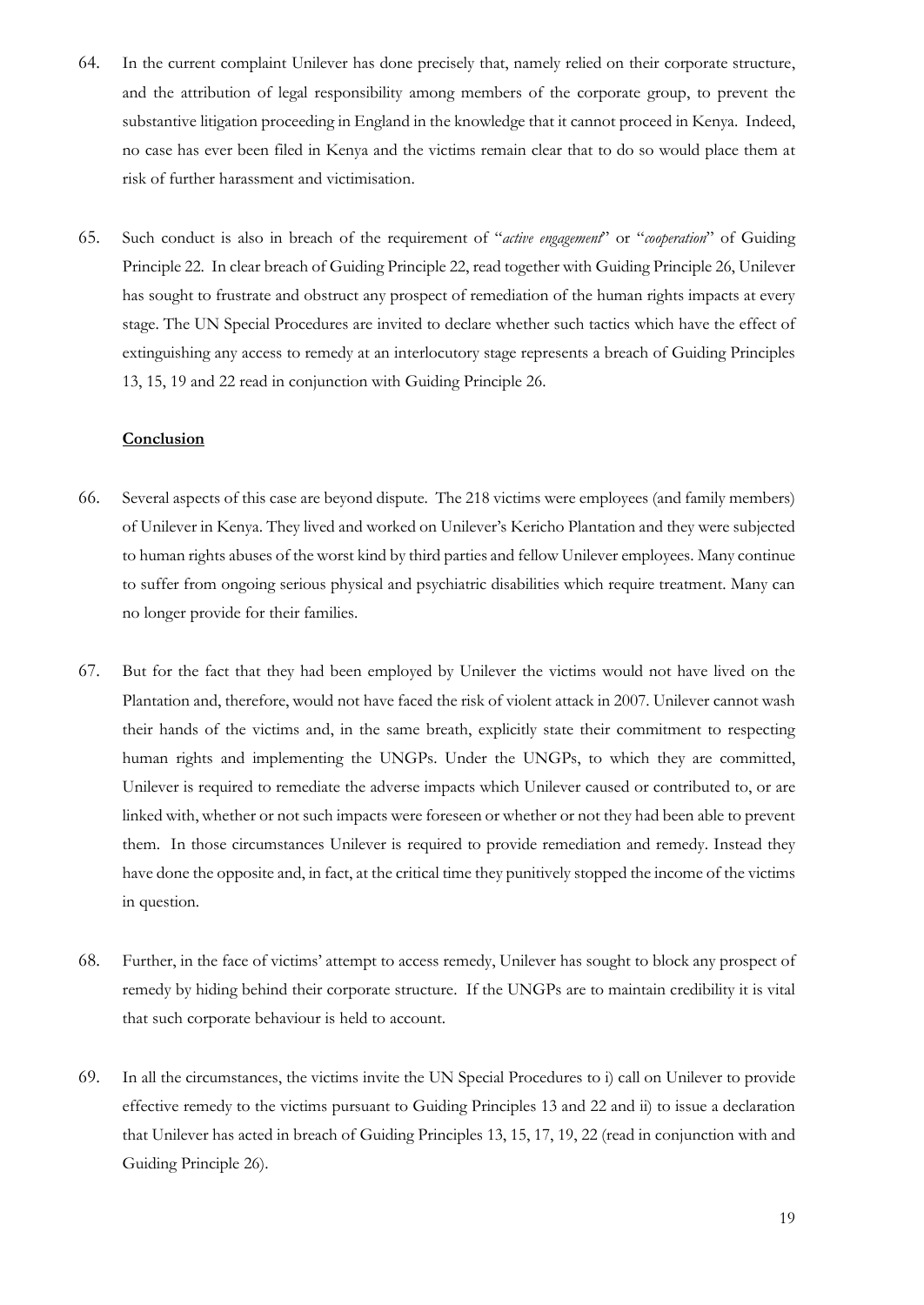64. In the current complaint Unilever has done precisely that, namely relied on their corporate structure, and the attribution of legal responsibility among members of the corporate group, to prevent the substantive litigation proceeding in England in the knowledge that it cannot proceed in Kenya. Indeed, no case has ever been filed in Kenya and the victims remain clear that to do so would place them at risk of further harassment and victimisation.

65. Such conduct is also in breach of the requirement of "*active engagement*" or "*cooperation*" of Guiding Principle 22. In clear breach of Guiding Principle 22, read together with Guiding Principle 26, Unilever has sought to frustrate and obstruct any prospect of remediation of the human rights impacts at every stage. The UN Special Procedures are invited to declare whether such tactics which have the effect of extinguishing any access to remedy at an interlocutory stage represents a breach of Guiding Principles 13, 15, 19 and 22 read in conjunction with Guiding Principle 26.

**Conclusion**

66. Several aspects of this case are beyond dispute. The 218 victims were employees (and family members) of Unilever in Kenya. They lived and worked on Unilever's Kericho Plantation and they were subjected to human rights abuses of the worst kind by third parties and fellow Unilever employees. Many continue to suffer from ongoing serious physical and psychiatric disabilities which require treatment. Many can no longer provide for their families.

67. But for the fact that they had been employed by Unilever the victims would not have lived on the Plantation and, therefore, would not have faced the risk of violent attack in 2007. Unilever cannot wash their hands of the victims and, in the same breath, explicitly state their commitment to respecting human rights and implementing the UNGPs. Under the UNGPs, to which they are committed, Unilever is required to remediate the adverse impacts which Unilever caused or contributed to, or are linked with, whether or not such impacts were foreseen or whether or not they had been able to prevent them. In those circumstances Unilever is required to provide remediation and remedy. Instead they have done the opposite and, in fact, at the critical time they punitively stopped the income of the victims in question.

68. Further, in the face of victims' attempt to access remedy, Unilever has sought to block any prospect of remedy by hiding behind their corporate structure. If the UNGPs are to maintain credibility it is vital that such corporate behaviour is held to account.

69. In all the circumstances, the victims invite the UN Special Procedures to i) call on Unilever to provide effective remedy to the victims pursuant to Guiding Principles 13 and 22 and ii) to issue a declaration that Unilever has acted in breach of Guiding Principles 13, 15, 17, 19, 22 (read in conjunction with and Guiding Principle 26).